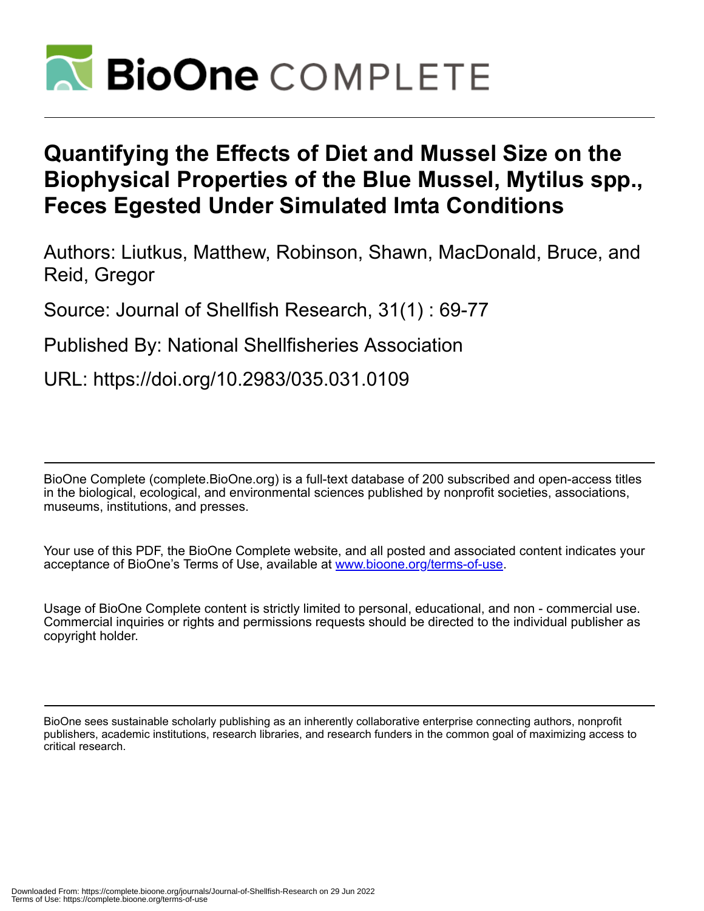# Quantifying the Effects of Diet and Mussel Size on the Biophysical Properties of the Blue Mussel, Mytilus spp., Feces Egested Under Simulated Imta Conditions

Authors: Liutkus, Matthew, Robinson, Shawn, MacDonald, Bruce, and Reid, Gregor

Source: Journal of Shellfish Research, 31(1) : 69-77

Published By: National Shellfisheries Association

URL: https://doi.org/10.2983/035.031.0109

BioOne Complete (complete.BioOne.org) is a full-text database of 200 subscribed and open-access titles in the biological, ecological, and environmental sciences published by nonprofit societies, associations, museums, institutions, and presses.

Your use of this PDF, the BioOne Complete website, and all posted and associated content indicates your acceptance of BioOne's Terms of Use, available at www.bioone.org/terms-of-use.

Usage of BioOne Complete content is strictly limited to personal, educational, and non - commercial use. Commercial inquiries or rights and permissions requests should be directed to the individual publisher as copyright holder.

BioOne sees sustainable scholarly publishing as an inherently collaborative enterprise connecting authors, nonprofit publishers, academic institutions, research libraries, and research funders in the common goal of maximizing access to critical research.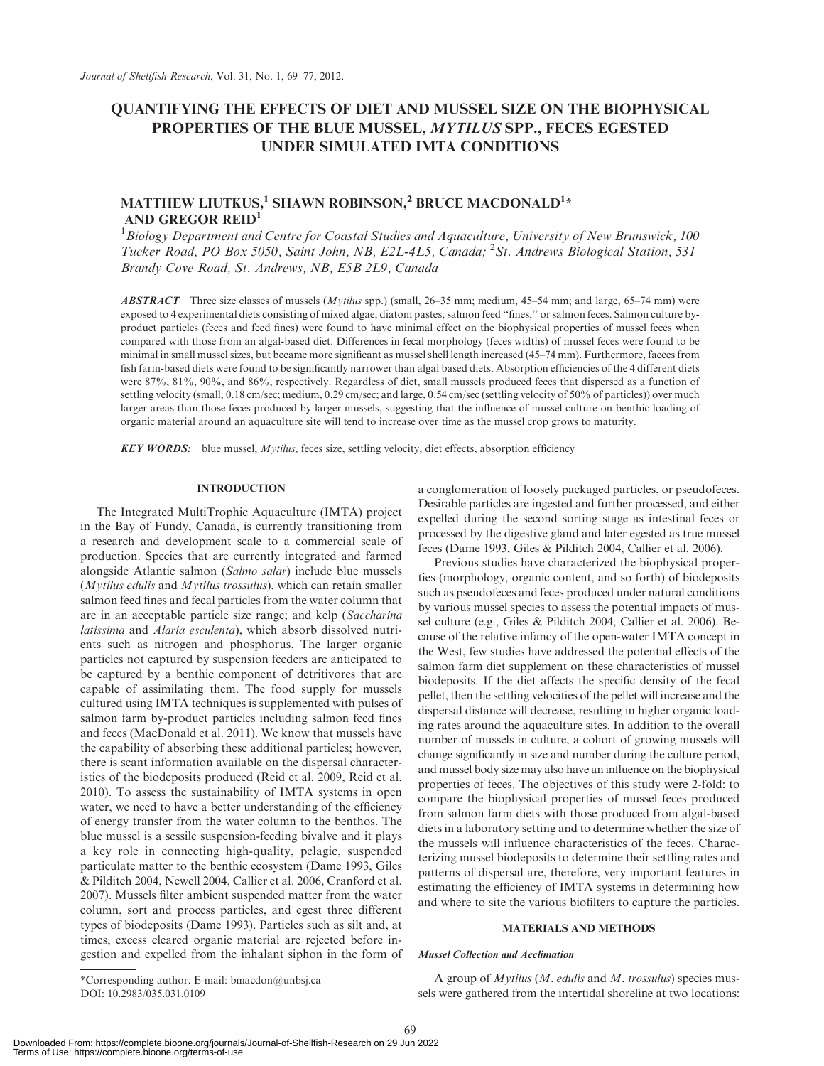# QUANTIFYING THE EFFECTS OF DIET AND MUSSEL SIZE ON THE BIOPHYSICAL PROPERTIES OF THE BLUE MUSSEL, *MYTILUS* SPP., FECES EGESTED UNDER SIMULATED IMTA CONDITIONS

## MATTHEW LIUTKUS,[1] SHAWN ROBINSON,[2] BRUCE MACDONALD[1]* AND GREGOR REID[1]

[1]*Biology Department and Centre for Coastal Studies and Aquaculture, University of New Brunswick, 100 Tucker Road, PO Box 5050, Saint John, NB, E2L-4L5, Canada;* [2]*St. Andrews Biological Station, 531 Brandy Cove Road, St. Andrews, NB, E5B 2L9, Canada*

***ABSTRACT*** Three size classes of mussels (*Mytilus* spp.) (small, 26–35 mm; medium, 45–54 mm; and large, 65–74 mm) were exposed to 4 experimental diets consisting of mixed algae, diatom pastes, salmon feed "fines," or salmon feces. Salmon culture by-product particles (feces and feed fines) were found to have minimal effect on the biophysical properties of mussel feces when compared with those from an algal-based diet. Differences in fecal morphology (feces widths) of mussel feces were found to be minimal in small mussel sizes, but became more significant as mussel shell length increased (45–74 mm). Furthermore, faeces from fish farm-based diets were found to be significantly narrower than algal based diets. Absorption efficiencies of the 4 different diets were 87%, 81%, 90%, and 86%, respectively. Regardless of diet, small mussels produced feces that dispersed as a function of settling velocity (small, 0.18 cm/sec; medium, 0.29 cm/sec; and large, 0.54 cm/sec (settling velocity of 50% of particles)) over much larger areas than those feces produced by larger mussels, suggesting that the influence of mussel culture on benthic loading of organic material around an aquaculture site will tend to increase over time as the mussel crop grows to maturity.

***KEY WORDS:*** blue mussel, *Mytilus,* feces size, settling velocity, diet effects, absorption efficiency

## INTRODUCTION

The Integrated MultiTrophic Aquaculture (IMTA) project in the Bay of Fundy, Canada, is currently transitioning from a research and development scale to a commercial scale of production. Species that are currently integrated and farmed alongside Atlantic salmon (*Salmo salar*) include blue mussels (*Mytilus edulis* and *Mytilus trossulus*), which can retain smaller salmon feed fines and fecal particles from the water column that are in an acceptable particle size range; and kelp (*Saccharina latissima* and *Alaria esculenta*), which absorb dissolved nutrients such as nitrogen and phosphorus. The larger organic particles not captured by suspension feeders are anticipated to be captured by a benthic component of detritivores that are capable of assimilating them. The food supply for mussels cultured using IMTA techniques is supplemented with pulses of salmon farm by-product particles including salmon feed fines and feces (MacDonald et al. 2011). We know that mussels have the capability of absorbing these additional particles; however, there is scant information available on the dispersal characteristics of the biodeposits produced (Reid et al. 2009, Reid et al. 2010). To assess the sustainability of IMTA systems in open water, we need to have a better understanding of the efficiency of energy transfer from the water column to the benthos. The blue mussel is a sessile suspension-feeding bivalve and it plays a key role in connecting high-quality, pelagic, suspended particulate matter to the benthic ecosystem (Dame 1993, Giles & Pilditch 2004, Newell 2004, Callier et al. 2006, Cranford et al. 2007). Mussels filter ambient suspended matter from the water column, sort and process particles, and egest three different types of biodeposits (Dame 1993). Particles such as silt and, at times, excess cleared organic material are rejected before ingestion and expelled from the inhalant siphon in the form of a conglomeration of loosely packaged particles, or pseudofeces. Desirable particles are ingested and further processed, and either expelled during the second sorting stage as intestinal feces or processed by the digestive gland and later egested as true mussel feces (Dame 1993, Giles & Pilditch 2004, Callier et al. 2006).

Previous studies have characterized the biophysical properties (morphology, organic content, and so forth) of biodeposits such as pseudofeces and feces produced under natural conditions by various mussel species to assess the potential impacts of mussel culture (e.g., Giles & Pilditch 2004, Callier et al. 2006). Because of the relative infancy of the open-water IMTA concept in the West, few studies have addressed the potential effects of the salmon farm diet supplement on these characteristics of mussel biodeposits. If the diet affects the specific density of the fecal pellet, then the settling velocities of the pellet will increase and the dispersal distance will decrease, resulting in higher organic loading rates around the aquaculture sites. In addition to the overall number of mussels in culture, a cohort of growing mussels will change significantly in size and number during the culture period, and mussel body size may also have an influence on the biophysical properties of feces. The objectives of this study were 2-fold: to compare the biophysical properties of mussel feces produced from salmon farm diets with those produced from algal-based diets in a laboratory setting and to determine whether the size of the mussels will influence characteristics of the feces. Characterizing mussel biodeposits to determine their settling rates and patterns of dispersal are, therefore, very important features in estimating the efficiency of IMTA systems in determining how and where to site the various biofilters to capture the particles.

## MATERIALS AND METHODS

### Mussel Collection and Acclimation

A group of *Mytilus* (*M. edulis* and *M. trossulus*) species mussels were gathered from the intertidal shoreline at two locations:

*Corresponding author. E-mail: bmacdon@unbsj.ca
DOI: 10.2983/035.031.0109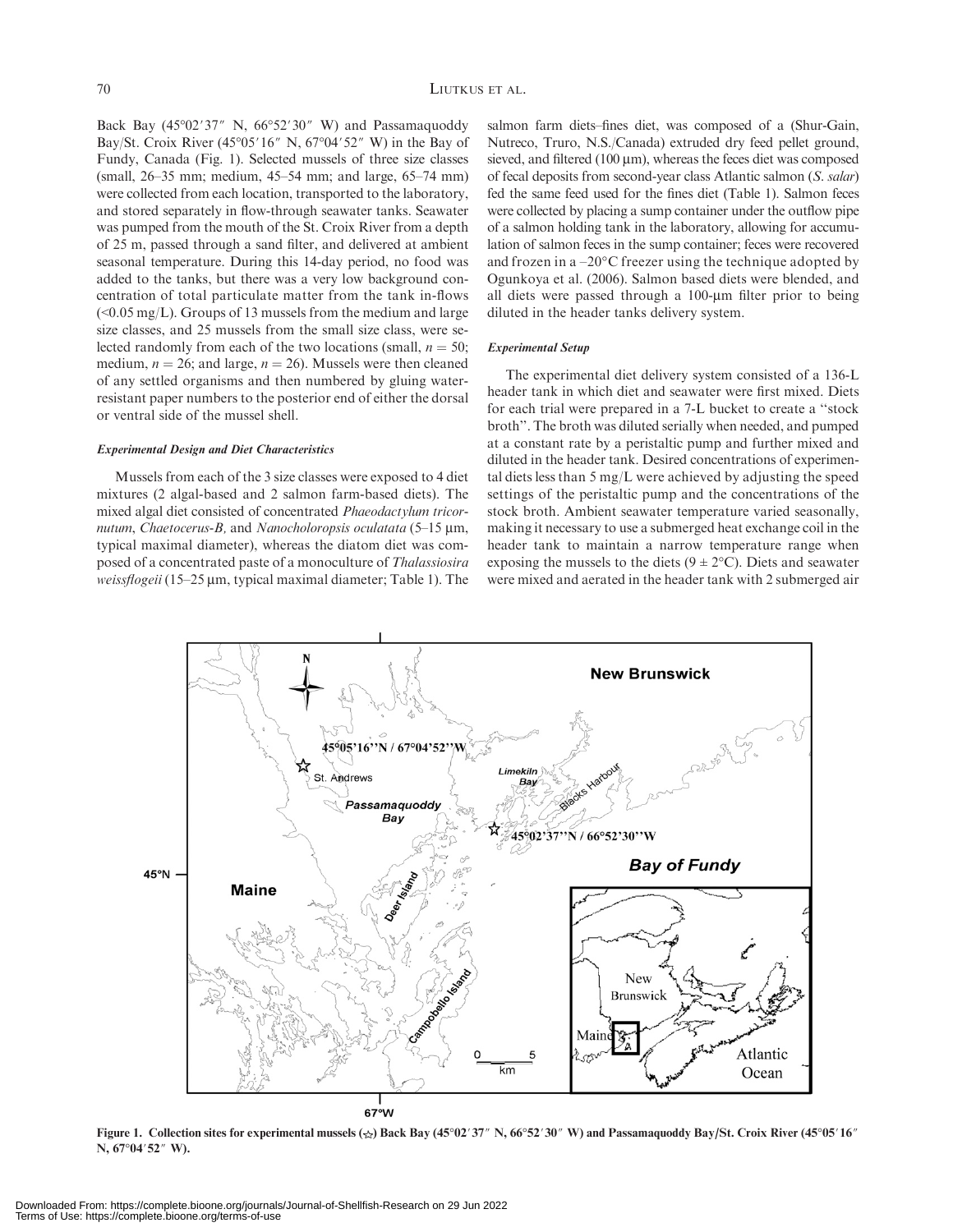Back Bay (45°02′37″ N, 66°52′30″ W) and Passamaquoddy Bay/St. Croix River (45°05′16″ N, 67°04′52″ W) in the Bay of Fundy, Canada (Fig. 1). Selected mussels of three size classes (small, 26–35 mm; medium, 45–54 mm; and large, 65–74 mm) were collected from each location, transported to the laboratory, and stored separately in flow-through seawater tanks. Seawater was pumped from the mouth of the St. Croix River from a depth of 25 m, passed through a sand filter, and delivered at ambient seasonal temperature. During this 14-day period, no food was added to the tanks, but there was a very low background concentration of total particulate matter from the tank in-flows (<0.05 mg/L). Groups of 13 mussels from the medium and large size classes, and 25 mussels from the small size class, were selected randomly from each of the two locations (small, $n = 50$; medium, $n = 26$; and large, $n = 26$). Mussels were then cleaned of any settled organisms and then numbered by gluing water-resistant paper numbers to the posterior end of either the dorsal or ventral side of the mussel shell.

### *Experimental Design and Diet Characteristics*

Mussels from each of the 3 size classes were exposed to 4 diet mixtures (2 algal-based and 2 salmon farm-based diets). The mixed algal diet consisted of concentrated *Phaeodactylum tricornutum*, *Chaetocerus-B,* and *Nanocholoropsis oculatata* (5–15 μm, typical maximal diameter), whereas the diatom diet was composed of a concentrated paste of a monoculture of *Thalassiosira weissflogeii* (15–25 μm, typical maximal diameter; Table 1). The salmon farm diets–fines diet, was composed of a (Shur-Gain, Nutreco, Truro, N.S./Canada) extruded dry feed pellet ground, sieved, and filtered (100 μm), whereas the feces diet was composed of fecal deposits from second-year class Atlantic salmon (*S. salar*) fed the same feed used for the fines diet (Table 1). Salmon feces were collected by placing a sump container under the outflow pipe of a salmon holding tank in the laboratory, allowing for accumulation of salmon feces in the sump container; feces were recovered and frozen in a –20°C freezer using the technique adopted by Ogunkoya et al. (2006). Salmon based diets were blended, and all diets were passed through a 100-μm filter prior to being diluted in the header tanks delivery system.

### *Experimental Setup*

The experimental diet delivery system consisted of a 136-L header tank in which diet and seawater were first mixed. Diets for each trial were prepared in a 7-L bucket to create a "stock broth". The broth was diluted serially when needed, and pumped at a constant rate by a peristaltic pump and further mixed and diluted in the header tank. Desired concentrations of experimental diets less than 5 mg/L were achieved by adjusting the speed settings of the peristaltic pump and the concentrations of the stock broth. Ambient seawater temperature varied seasonally, making it necessary to use a submerged heat exchange coil in the header tank to maintain a narrow temperature range when exposing the mussels to the diets (9 ± 2°C). Diets and seawater were mixed and aerated in the header tank with 2 submerged air

**Figure 1. Collection sites for experimental mussels (☆) Back Bay (45°02′37″ N, 66°52′30″ W) and Passamaquoddy Bay/St. Croix River (45°05′16″ N, 67°04′52″ W).**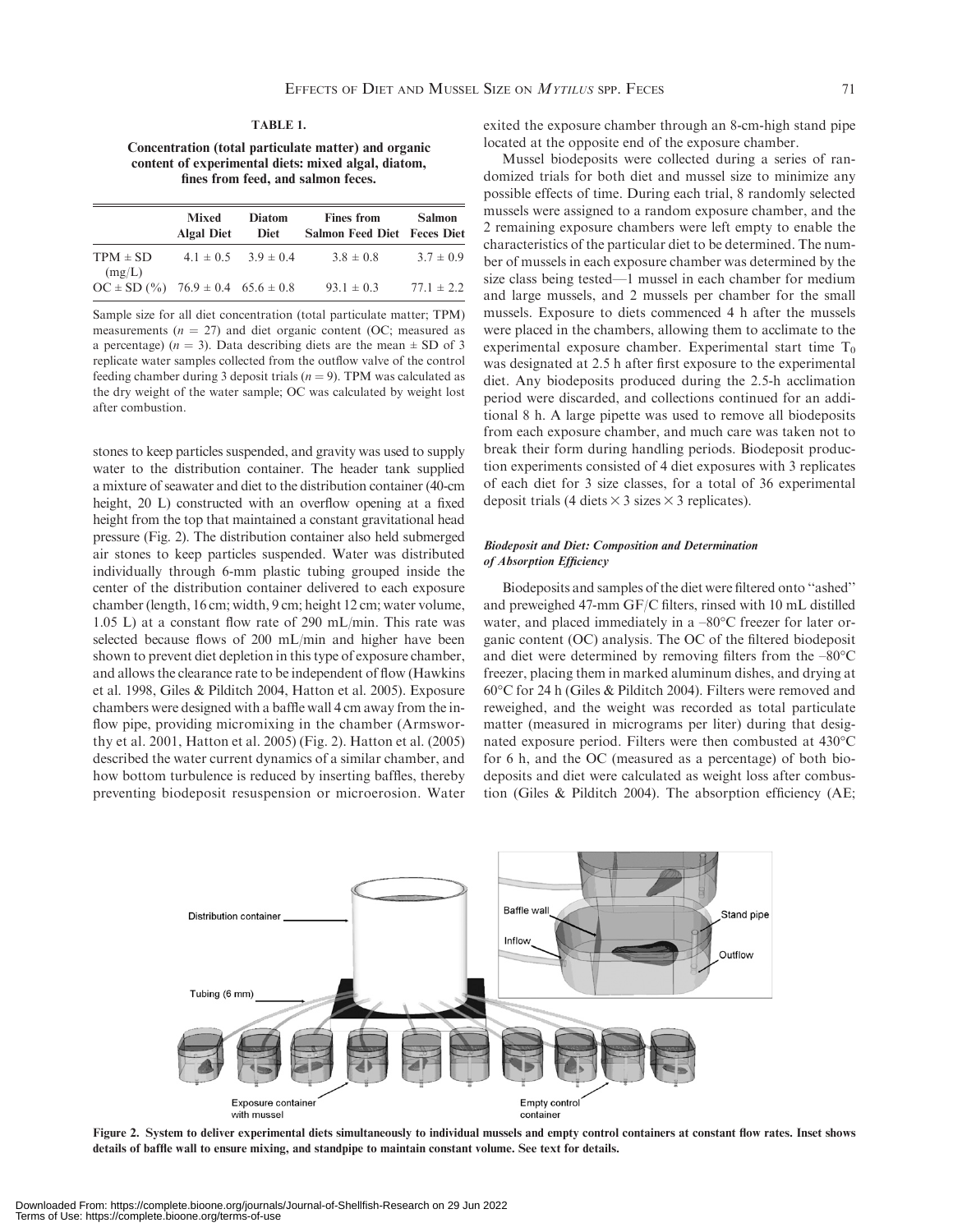**TABLE 1.**

**Concentration (total particulate matter) and organic content of experimental diets: mixed algal, diatom, fines from feed, and salmon feces.**

| | Mixed Algal Diet | Diatom Diet | Fines from Salmon Feed Diet | Salmon Feces Diet |
|---|---|---|---|---|
| TPM ± SD (mg/L) | 4.1 ± 0.5 | 3.9 ± 0.4 | 3.8 ± 0.8 | 3.7 ± 0.9 |
| OC ± SD (%) | 76.9 ± 0.4 | 65.6 ± 0.8 | 93.1 ± 0.3 | 77.1 ± 2.2 |

Sample size for all diet concentration (total particulate matter; TPM) measurements ($n = 27$) and diet organic content (OC; measured as a percentage) ($n = 3$). Data describing diets are the mean ± SD of 3 replicate water samples collected from the outflow valve of the control feeding chamber during 3 deposit trials ($n = 9$). TPM was calculated as the dry weight of the water sample; OC was calculated by weight lost after combustion.

stones to keep particles suspended, and gravity was used to supply water to the distribution container. The header tank supplied a mixture of seawater and diet to the distribution container (40-cm height, 20 L) constructed with an overflow opening at a fixed height from the top that maintained a constant gravitational head pressure (Fig. 2). The distribution container also held submerged air stones to keep particles suspended. Water was distributed individually through 6-mm plastic tubing grouped inside the center of the distribution container delivered to each exposure chamber (length, 16 cm; width, 9 cm; height 12 cm; water volume, 1.05 L) at a constant flow rate of 290 mL/min. This rate was selected because flows of 200 mL/min and higher have been shown to prevent diet depletion in this type of exposure chamber, and allows the clearance rate to be independent of flow (Hawkins et al. 1998, Giles & Pilditch 2004, Hatton et al. 2005). Exposure chambers were designed with a baffle wall 4 cm away from the inflow pipe, providing micromixing in the chamber (Armsworthy et al. 2001, Hatton et al. 2005) (Fig. 2). Hatton et al. (2005) described the water current dynamics of a similar chamber, and how bottom turbulence is reduced by inserting baffles, thereby preventing biodeposit resuspension or microerosion. Water exited the exposure chamber through an 8-cm-high stand pipe located at the opposite end of the exposure chamber.

Mussel biodeposits were collected during a series of randomized trials for both diet and mussel size to minimize any possible effects of time. During each trial, 8 randomly selected mussels were assigned to a random exposure chamber, and the 2 remaining exposure chambers were left empty to enable the characteristics of the particular diet to be determined. The number of mussels in each exposure chamber was determined by the size class being tested—1 mussel in each chamber for medium and large mussels, and 2 mussels per chamber for the small mussels. Exposure to diets commenced 4 h after the mussels were placed in the chambers, allowing them to acclimate to the experimental exposure chamber. Experimental start time $T_0$ was designated at 2.5 h after first exposure to the experimental diet. Any biodeposits produced during the 2.5-h acclimation period were discarded, and collections continued for an additional 8 h. A large pipette was used to remove all biodeposits from each exposure chamber, and much care was taken not to break their form during handling periods. Biodeposit production experiments consisted of 4 diet exposures with 3 replicates of each diet for 3 size classes, for a total of 36 experimental deposit trials (4 diets × 3 sizes × 3 replicates).

### *Biodeposit and Diet: Composition and Determination of Absorption Efficiency*

Biodeposits and samples of the diet were filtered onto "ashed" and preweighed 47-mm GF/C filters, rinsed with 10 mL distilled water, and placed immediately in a –80°C freezer for later organic content (OC) analysis. The OC of the filtered biodeposit and diet were determined by removing filters from the –80°C freezer, placing them in marked aluminum dishes, and drying at 60°C for 24 h (Giles & Pilditch 2004). Filters were removed and reweighed, and the weight was recorded as total particulate matter (measured in micrograms per liter) during that designated exposure period. Filters were then combusted at 430°C for 6 h, and the OC (measured as a percentage) of both biodeposits and diet were calculated as weight loss after combustion (Giles & Pilditch 2004). The absorption efficiency (AE;

Figure 2. System to deliver experimental diets simultaneously to individual mussels and empty control containers at constant flow rates. Inset shows details of baffle wall to ensure mixing, and standpipe to maintain constant volume. See text for details.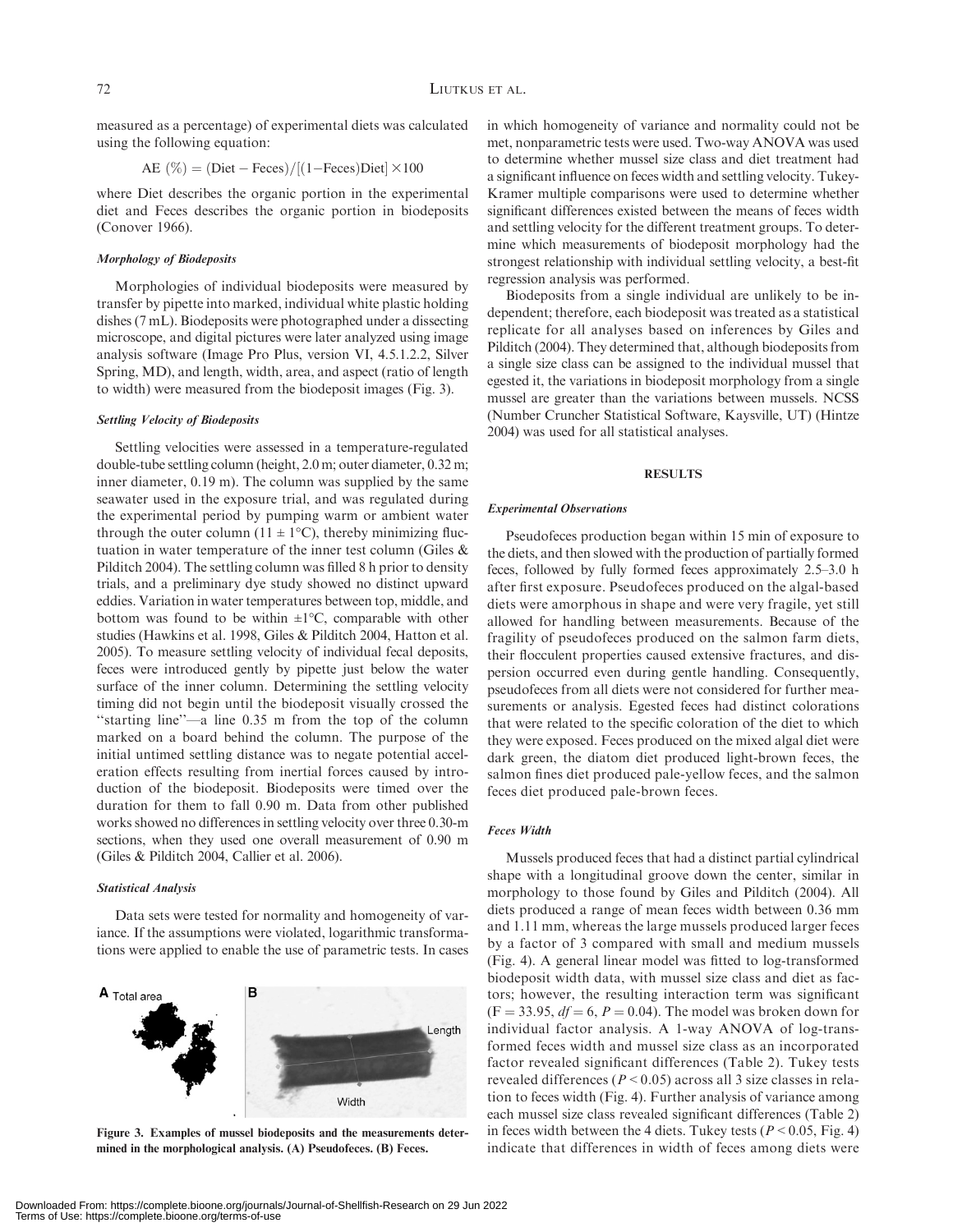measured as a percentage) of experimental diets was calculated using the following equation:

$$AE\ (\%) = (\text{Diet} - \text{Feces})/[(1-\text{Feces})\text{Diet}] \times 100$$

where Diet describes the organic portion in the experimental diet and Feces describes the organic portion in biodeposits (Conover 1966).

#### *Morphology of Biodeposits*

Morphologies of individual biodeposits were measured by transfer by pipette into marked, individual white plastic holding dishes (7 mL). Biodeposits were photographed under a dissecting microscope, and digital pictures were later analyzed using image analysis software (Image Pro Plus, version VI, 4.5.1.2.2, Silver Spring, MD), and length, width, area, and aspect (ratio of length to width) were measured from the biodeposit images (Fig. 3).

#### *Settling Velocity of Biodeposits*

Settling velocities were assessed in a temperature-regulated double-tube settling column (height, 2.0 m; outer diameter, 0.32 m; inner diameter, 0.19 m). The column was supplied by the same seawater used in the exposure trial, and was regulated during the experimental period by pumping warm or ambient water through the outer column (11 ± 1°C), thereby minimizing fluctuation in water temperature of the inner test column (Giles & Pilditch 2004). The settling column was filled 8 h prior to density trials, and a preliminary dye study showed no distinct upward eddies. Variation in water temperatures between top, middle, and bottom was found to be within ±1°C, comparable with other studies (Hawkins et al. 1998, Giles & Pilditch 2004, Hatton et al. 2005). To measure settling velocity of individual fecal deposits, feces were introduced gently by pipette just below the water surface of the inner column. Determining the settling velocity timing did not begin until the biodeposit visually crossed the "starting line"—a line 0.35 m from the top of the column marked on a board behind the column. The purpose of the initial untimed settling distance was to negate potential acceleration effects resulting from inertial forces caused by introduction of the biodeposit. Biodeposits were timed over the duration for them to fall 0.90 m. Data from other published works showed no differences in settling velocity over three 0.30-m sections, when they used one overall measurement of 0.90 m (Giles & Pilditch 2004, Callier et al. 2006).

#### *Statistical Analysis*

Data sets were tested for normality and homogeneity of variance. If the assumptions were violated, logarithmic transformations were applied to enable the use of parametric tests. In cases in which homogeneity of variance and normality could not be met, nonparametric tests were used. Two-way ANOVA was used to determine whether mussel size class and diet treatment had a significant influence on feces width and settling velocity. Tukey-Kramer multiple comparisons were used to determine whether significant differences existed between the means of feces width and settling velocity for the different treatment groups. To determine which measurements of biodeposit morphology had the strongest relationship with individual settling velocity, a best-fit regression analysis was performed.

Biodeposits from a single individual are unlikely to be independent; therefore, each biodeposit was treated as a statistical replicate for all analyses based on inferences by Giles and Pilditch (2004). They determined that, although biodeposits from a single size class can be assigned to the individual mussel that egested it, the variations in biodeposit morphology from a single mussel are greater than the variations between mussels. NCSS (Number Cruncher Statistical Software, Kaysville, UT) (Hintze 2004) was used for all statistical analyses.

Figure 3. Examples of mussel biodeposits and the measurements determined in the morphological analysis. (A) Pseudofeces. (B) Feces.

## RESULTS

#### *Experimental Observations*

Pseudofeces production began within 15 min of exposure to the diets, and then slowed with the production of partially formed feces, followed by fully formed feces approximately 2.5–3.0 h after first exposure. Pseudofeces produced on the algal-based diets were amorphous in shape and were very fragile, yet still allowed for handling between measurements. Because of the fragility of pseudofeces produced on the salmon farm diets, their flocculent properties caused extensive fractures, and dispersion occurred even during gentle handling. Consequently, pseudofeces from all diets were not considered for further measurements or analysis. Egested feces had distinct colorations that were related to the specific coloration of the diet to which they were exposed. Feces produced on the mixed algal diet were dark green, the diatom diet produced light-brown feces, the salmon fines diet produced pale-yellow feces, and the salmon feces diet produced pale-brown feces.

#### *Feces Width*

Mussels produced feces that had a distinct partial cylindrical shape with a longitudinal groove down the center, similar in morphology to those found by Giles and Pilditch (2004). All diets produced a range of mean feces width between 0.36 mm and 1.11 mm, whereas the large mussels produced larger feces by a factor of 3 compared with small and medium mussels (Fig. 4). A general linear model was fitted to log-transformed biodeposit width data, with mussel size class and diet as factors; however, the resulting interaction term was significant ($F = 33.95$, $df = 6$, $P = 0.04$). The model was broken down for individual factor analysis. A 1-way ANOVA of log-transformed feces width and mussel size class as an incorporated factor revealed significant differences (Table 2). Tukey tests revealed differences ($P < 0.05$) across all 3 size classes in relation to feces width (Fig. 4). Further analysis of variance among each mussel size class revealed significant differences (Table 2) in feces width between the 4 diets. Tukey tests ($P < 0.05$, Fig. 4) indicate that differences in width of feces among diets were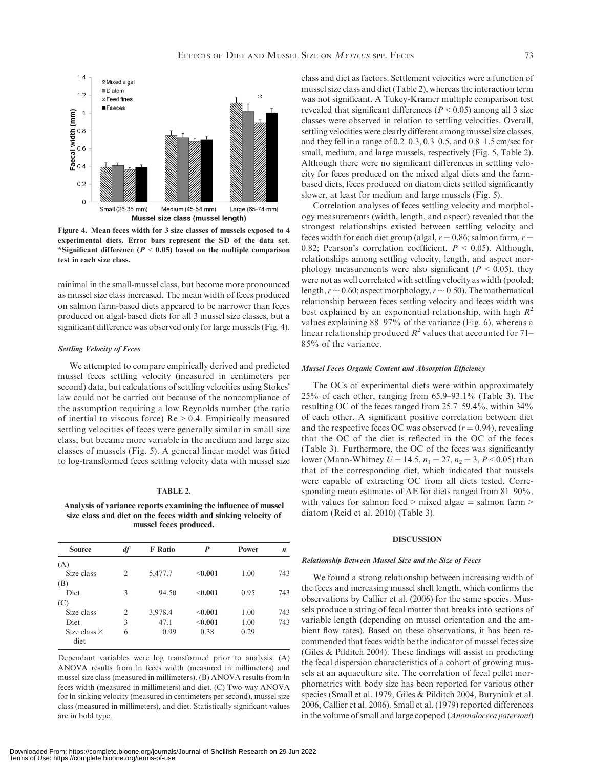Figure 4. Mean feces width for 3 size classes of mussels exposed to 4 experimental diets. Error bars represent the SD of the data set. *Significant difference ($P < 0.05$) based on the multiple comparison test in each size class.

minimal in the small-mussel class, but become more pronounced as mussel size class increased. The mean width of feces produced on salmon farm-based diets appeared to be narrower than feces produced on algal-based diets for all 3 mussel size classes, but a significant difference was observed only for large mussels (Fig. 4).

#### *Settling Velocity of Feces*

We attempted to compare empirically derived and predicted mussel feces settling velocity (measured in centimeters per second) data, but calculations of settling velocities using Stokes' law could not be carried out because of the noncompliance of the assumption requiring a low Reynolds number (the ratio of inertial to viscous force) $Re > 0.4$. Empirically measured settling velocities of feces were generally similar in small size class, but became more variable in the medium and large size classes of mussels (Fig. 5). A general linear model was fitted to log-transformed feces settling velocity data with mussel size class and diet as factors. Settlement velocities were a function of mussel size class and diet (Table 2), whereas the interaction term was not significant. A Tukey-Kramer multiple comparison test revealed that significant differences ($P < 0.05$) among all 3 size classes were observed in relation to settling velocities. Overall, settling velocities were clearly different among mussel size classes, and they fell in a range of 0.2–0.3, 0.3–0.5, and 0.8–1.5 cm/sec for small, medium, and large mussels, respectively (Fig. 5, Table 2). Although there were no significant differences in settling velocity for feces produced on the mixed algal diets and the farm-based diets, feces produced on diatom diets settled significantly slower, at least for medium and large mussels (Fig. 5).

Correlation analyses of feces settling velocity and morphology measurements (width, length, and aspect) revealed that the strongest relationships existed between settling velocity and feces width for each diet group (algal, $r = 0.86$; salmon farm, $r = 0.82$; Pearson's correlation coefficient, $P < 0.05$). Although, relationships among settling velocity, length, and aspect morphology measurements were also significant ($P < 0.05$), they were not as well correlated with settling velocity as width (pooled; length, $r \sim 0.60$; aspect morphology, $r \sim 0.50$). The mathematical relationship between feces settling velocity and feces width was best explained by an exponential relationship, with high $R^2$ values explaining 88–97% of the variance (Fig. 6), whereas a linear relationship produced $R^2$ values that accounted for 71–85% of the variance.

**TABLE 2.**

**Analysis of variance reports examining the influence of mussel size class and diet on the feces width and sinking velocity of mussel feces produced.**

| Source | *df* | F Ratio | *P* | Power | *n* |
|---|---|---|---|---|---|
| (A) | | | | | |
| Size class | 2 | 5,477.7 | **<0.001** | 1.00 | 743 |
| (B) | | | | | |
| Diet | 3 | 94.50 | **<0.001** | 0.95 | 743 |
| (C) | | | | | |
| Size class | 2 | 3,978.4 | **<0.001** | 1.00 | 743 |
| Diet | 3 | 47.1 | **<0.001** | 1.00 | 743 |
| Size class × diet | 6 | 0.99 | 0.38 | 0.29 | |

Dependant variables were log transformed prior to analysis. (A) ANOVA results from ln feces width (measured in millimeters) and mussel size class (measured in millimeters). (B) ANOVA results from ln feces width (measured in millimeters) and diet. (C) Two-way ANOVA for ln sinking velocity (measured in centimeters per second), mussel size class (measured in millimeters), and diet. Statistically significant values are in bold type.

#### *Mussel Feces Organic Content and Absorption Efficiency*

The OCs of experimental diets were within approximately 25% of each other, ranging from 65.9–93.1% (Table 3). The resulting OC of the feces ranged from 25.7–59.4%, within 34% of each other. A significant positive correlation between diet and the respective feces OC was observed ($r = 0.94$), revealing that the OC of the diet is reflected in the OC of the feces (Table 3). Furthermore, the OC of the feces was significantly lower (Mann-Whitney $U = 14.5$, $n_1 = 27$, $n_2 = 3$, $P < 0.05$) than that of the corresponding diet, which indicated that mussels were capable of extracting OC from all diets tested. Corresponding mean estimates of AE for diets ranged from 81–90%, with values for salmon feed > mixed algae = salmon farm > diatom (Reid et al. 2010) (Table 3).

## DISCUSSION

#### *Relationship Between Mussel Size and the Size of Feces*

We found a strong relationship between increasing width of the feces and increasing mussel shell length, which confirms the observations by Callier et al. (2006) for the same species. Mussels produce a string of fecal matter that breaks into sections of variable length (depending on mussel orientation and the ambient flow rates). Based on these observations, it has been recommended that feces width be the indicator of mussel feces size (Giles & Pilditch 2004). These findings will assist in predicting the fecal dispersion characteristics of a cohort of growing mussels at an aquaculture site. The correlation of fecal pellet morphometrics with body size has been reported for various other species (Small et al. 1979, Giles & Pilditch 2004, Buryniuk et al. 2006, Callier et al. 2006). Small et al. (1979) reported differences in the volume of small and large copepod (*Anomalocera patersoni*)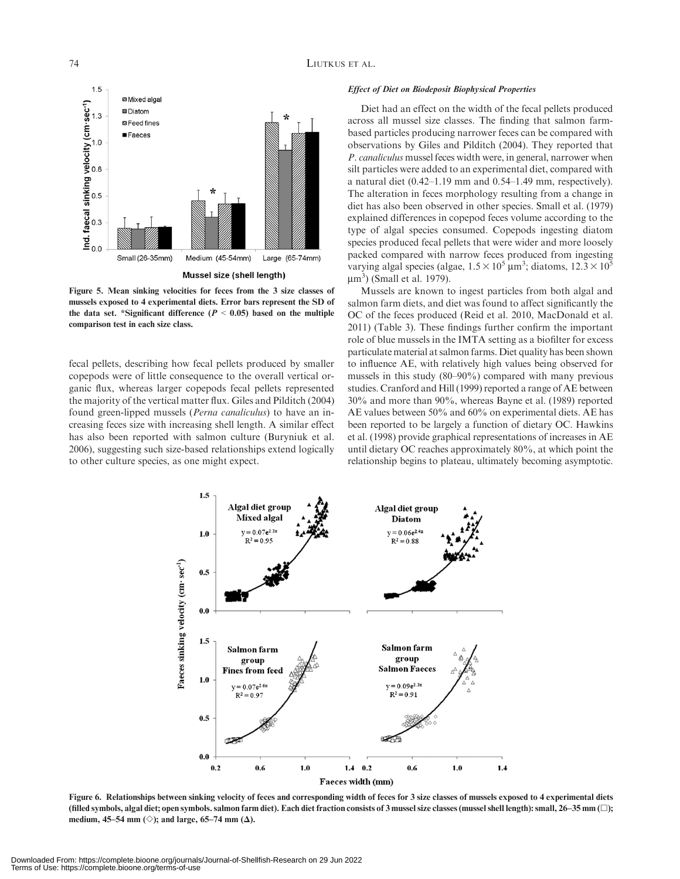Figure 5. Mean sinking velocities for feces from the 3 size classes of mussels exposed to 4 experimental diets. Error bars represent the SD of the data set. *Significant difference ($P < 0.05$) based on the multiple comparison test in each size class.

fecal pellets, describing how fecal pellets produced by smaller copepods were of little consequence to the overall vertical organic flux, whereas larger copepods fecal pellets represented the majority of the vertical matter flux. Giles and Pilditch (2004) found green-lipped mussels (*Perna canaliculus*) to have an increasing feces size with increasing shell length. A similar effect has also been reported with salmon culture (Buryniuk et al. 2006), suggesting such size-based relationships extend logically to other culture species, as one might expect.

### *Effect of Diet on Biodeposit Biophysical Properties*

Diet had an effect on the width of the fecal pellets produced across all mussel size classes. The finding that salmon farm-based particles producing narrower feces can be compared with observations by Giles and Pilditch (2004). They reported that *P. canaliculus* mussel feces width were, in general, narrower when silt particles were added to an experimental diet, compared with a natural diet (0.42–1.19 mm and 0.54–1.49 mm, respectively). The alteration in feces morphology resulting from a change in diet has also been observed in other species. Small et al. (1979) explained differences in copepod feces volume according to the type of algal species consumed. Copepods ingesting diatom species produced fecal pellets that were wider and more loosely packed compared with narrow feces produced from ingesting varying algal species (algae, $1.5 \times 10^5$ $\mu m^3$; diatoms, $12.3 \times 10^5$ $\mu m^3$) (Small et al. 1979).

Mussels are known to ingest particles from both algal and salmon farm diets, and diet was found to affect significantly the OC of the feces produced (Reid et al. 2010, MacDonald et al. 2011) (Table 3). These findings further confirm the important role of blue mussels in the IMTA setting as a biofilter for excess particulate material at salmon farms. Diet quality has been shown to influence AE, with relatively high values being observed for mussels in this study (80–90%) compared with many previous studies. Cranford and Hill (1999) reported a range of AE between 30% and more than 90%, whereas Bayne et al. (1989) reported AE values between 50% and 60% on experimental diets. AE has been reported to be largely a function of dietary OC. Hawkins et al. (1998) provide graphical representations of increases in AE until dietary OC reaches approximately 80%, at which point the relationship begins to plateau, ultimately becoming asymptotic.

Figure 6. Relationships between sinking velocity of feces and corresponding width of feces for 3 size classes of mussels exposed to 4 experimental diets (filled symbols, algal diet; open symbols. salmon farm diet). Each diet fraction consists of 3 mussel size classes (mussel shell length): small, 26–35 mm (□); medium, 45–54 mm (◇); and large, 65–74 mm (Δ).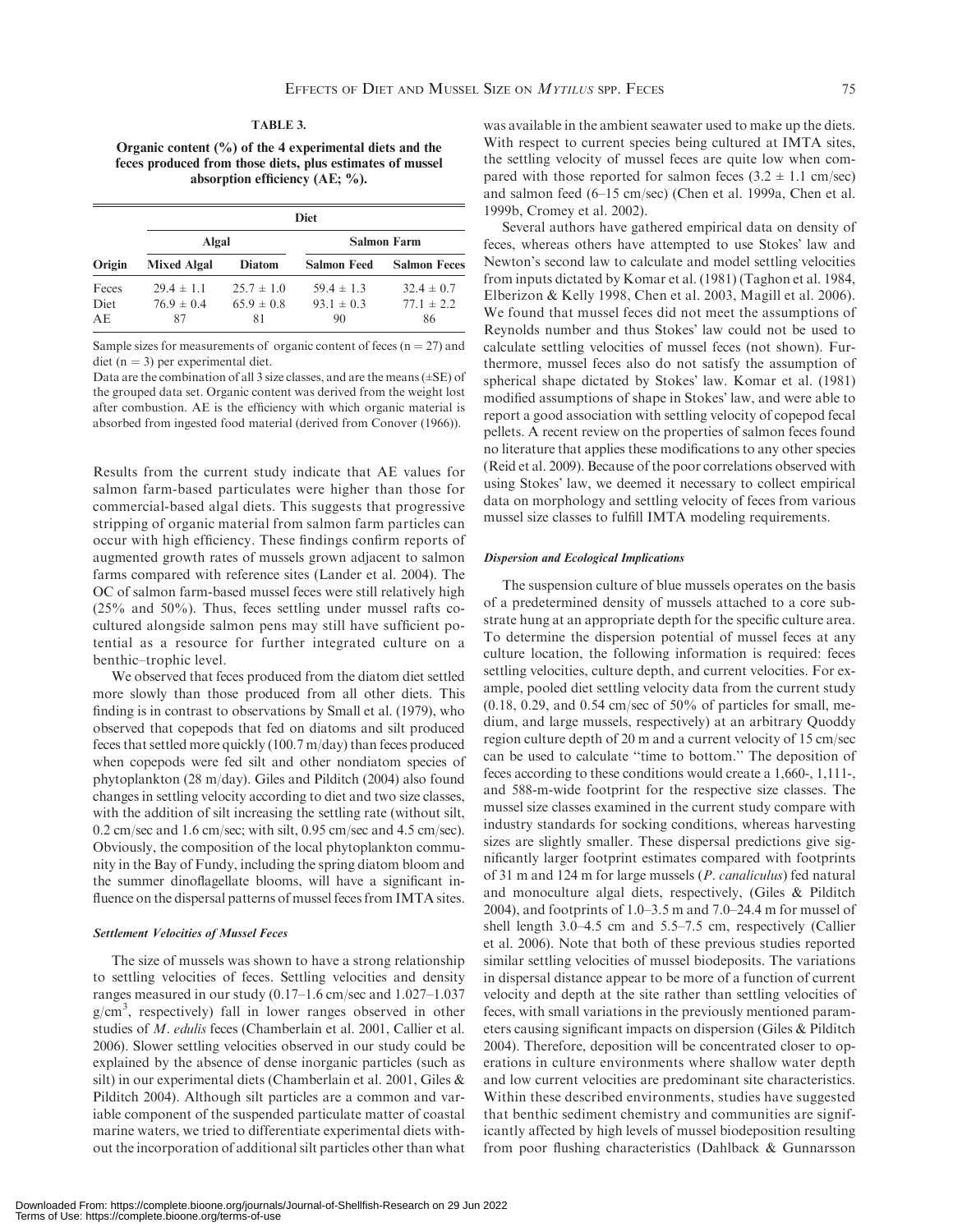**TABLE 3.**

**Organic content (%) of the 4 experimental diets and the feces produced from those diets, plus estimates of mussel absorption efficiency (AE; %).**

| | Diet | | | |
|---|---|---|---|---|
| | Algal | | Salmon Farm | |
| Origin | Mixed Algal | Diatom | Salmon Feed | Salmon Feces |
| Feces | 29.4 ± 1.1 | 25.7 ± 1.0 | 59.4 ± 1.3 | 32.4 ± 0.7 |
| Diet | 76.9 ± 0.4 | 65.9 ± 0.8 | 93.1 ± 0.3 | 77.1 ± 2.2 |
| AE | 87 | 81 | 90 | 86 |

Sample sizes for measurements of organic content of feces (n = 27) and diet (n = 3) per experimental diet.

Data are the combination of all 3 size classes, and are the means (±SE) of the grouped data set. Organic content was derived from the weight lost after combustion. AE is the efficiency with which organic material is absorbed from ingested food material (derived from Conover (1966)).

Results from the current study indicate that AE values for salmon farm-based particulates were higher than those for commercial-based algal diets. This suggests that progressive stripping of organic material from salmon farm particles can occur with high efficiency. These findings confirm reports of augmented growth rates of mussels grown adjacent to salmon farms compared with reference sites (Lander et al. 2004). The OC of salmon farm-based mussel feces were still relatively high (25% and 50%). Thus, feces settling under mussel rafts co-cultured alongside salmon pens may still have sufficient potential as a resource for further integrated culture on a benthic–trophic level.

We observed that feces produced from the diatom diet settled more slowly than those produced from all other diets. This finding is in contrast to observations by Small et al. (1979), who observed that copepods that fed on diatoms and silt produced feces that settled more quickly (100.7 m/day) than feces produced when copepods were fed silt and other nondiatom species of phytoplankton (28 m/day). Giles and Pilditch (2004) also found changes in settling velocity according to diet and two size classes, with the addition of silt increasing the settling rate (without silt, 0.2 cm/sec and 1.6 cm/sec; with silt, 0.95 cm/sec and 4.5 cm/sec). Obviously, the composition of the local phytoplankton community in the Bay of Fundy, including the spring diatom bloom and the summer dinoflagellate blooms, will have a significant influence on the dispersal patterns of mussel feces from IMTA sites.

### *Settlement Velocities of Mussel Feces*

The size of mussels was shown to have a strong relationship to settling velocities of feces. Settling velocities and density ranges measured in our study (0.17–1.6 cm/sec and 1.027–1.037 g/cm$^3$, respectively) fall in lower ranges observed in other studies of *M. edulis* feces (Chamberlain et al. 2001, Callier et al. 2006). Slower settling velocities observed in our study could be explained by the absence of dense inorganic particles (such as silt) in our experimental diets (Chamberlain et al. 2001, Giles & Pilditch 2004). Although silt particles are a common and variable component of the suspended particulate matter of coastal marine waters, we tried to differentiate experimental diets without the incorporation of additional silt particles other than what was available in the ambient seawater used to make up the diets. With respect to current species being cultured at IMTA sites, the settling velocity of mussel feces are quite low when compared with those reported for salmon feces (3.2 ± 1.1 cm/sec) and salmon feed (6–15 cm/sec) (Chen et al. 1999a, Chen et al. 1999b, Cromey et al. 2002).

Several authors have gathered empirical data on density of feces, whereas others have attempted to use Stokes' law and Newton's second law to calculate and model settling velocities from inputs dictated by Komar et al. (1981) (Taghon et al. 1984, Elberizon & Kelly 1998, Chen et al. 2003, Magill et al. 2006). We found that mussel feces did not meet the assumptions of Reynolds number and thus Stokes' law could not be used to calculate settling velocities of mussel feces (not shown). Furthermore, mussel feces also do not satisfy the assumption of spherical shape dictated by Stokes' law. Komar et al. (1981) modified assumptions of shape in Stokes' law, and were able to report a good association with settling velocity of copepod fecal pellets. A recent review on the properties of salmon feces found no literature that applies these modifications to any other species (Reid et al. 2009). Because of the poor correlations observed with using Stokes' law, we deemed it necessary to collect empirical data on morphology and settling velocity of feces from various mussel size classes to fulfill IMTA modeling requirements.

### *Dispersion and Ecological Implications*

The suspension culture of blue mussels operates on the basis of a predetermined density of mussels attached to a core substrate hung at an appropriate depth for the specific culture area. To determine the dispersion potential of mussel feces at any culture location, the following information is required: feces settling velocities, culture depth, and current velocities. For example, pooled diet settling velocity data from the current study (0.18, 0.29, and 0.54 cm/sec of 50% of particles for small, medium, and large mussels, respectively) at an arbitrary Quoddy region culture depth of 20 m and a current velocity of 15 cm/sec can be used to calculate "time to bottom." The deposition of feces according to these conditions would create a 1,660-, 1,111-, and 588-m-wide footprint for the respective size classes. The mussel size classes examined in the current study compare with industry standards for socking conditions, whereas harvesting sizes are slightly smaller. These dispersal predictions give significantly larger footprint estimates compared with footprints of 31 m and 124 m for large mussels (*P. canaliculus*) fed natural and monoculture algal diets, respectively, (Giles & Pilditch 2004), and footprints of 1.0–3.5 m and 7.0–24.4 m for mussel of shell length 3.0–4.5 cm and 5.5–7.5 cm, respectively (Callier et al. 2006). Note that both of these previous studies reported similar settling velocities of mussel biodeposits. The variations in dispersal distance appear to be more of a function of current velocity and depth at the site rather than settling velocities of feces, with small variations in the previously mentioned parameters causing significant impacts on dispersion (Giles & Pilditch 2004). Therefore, deposition will be concentrated closer to operations in culture environments where shallow water depth and low current velocities are predominant site characteristics. Within these described environments, studies have suggested that benthic sediment chemistry and communities are significantly affected by high levels of mussel biodeposition resulting from poor flushing characteristics (Dahlback & Gunnarsson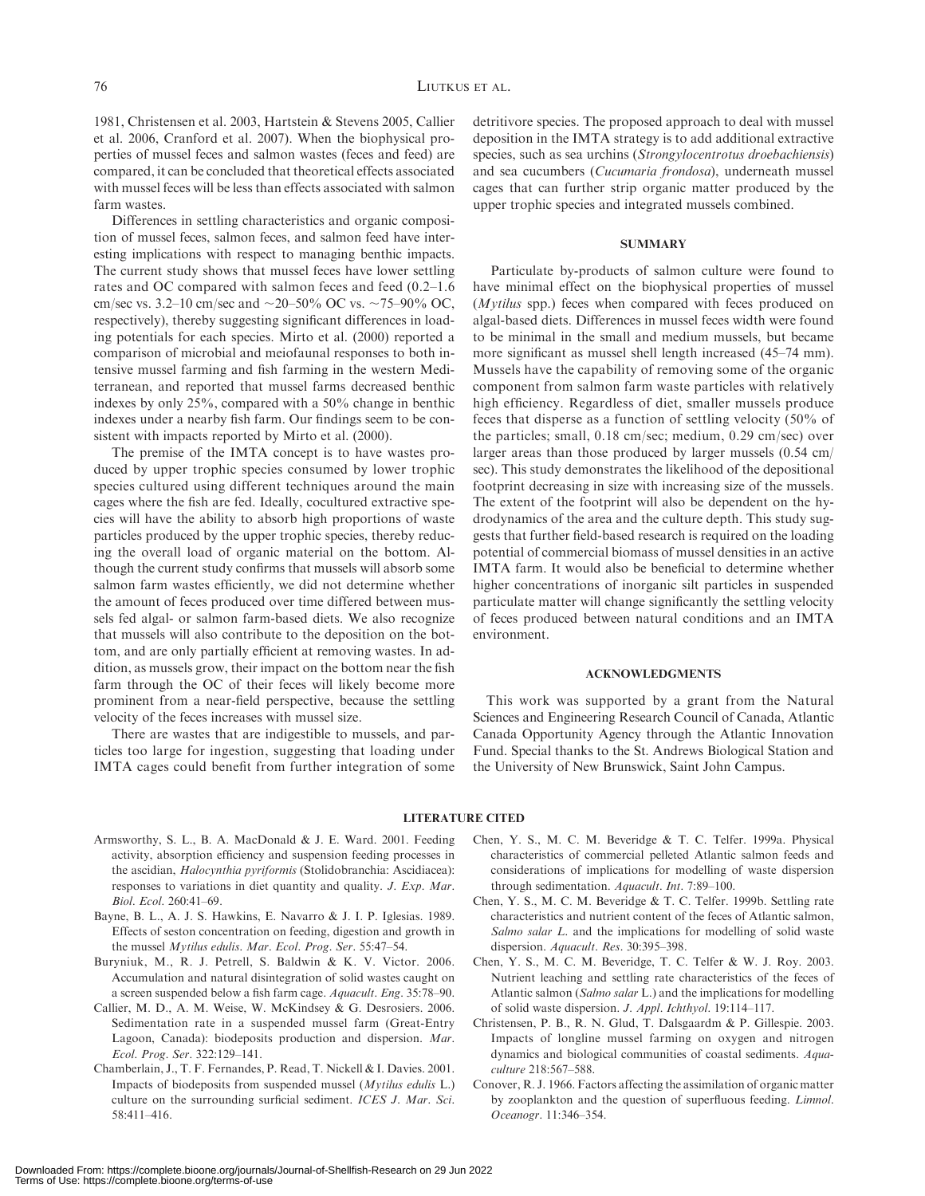1981, Christensen et al. 2003, Hartstein & Stevens 2005, Callier et al. 2006, Cranford et al. 2007). When the biophysical properties of mussel feces and salmon wastes (feces and feed) are compared, it can be concluded that theoretical effects associated with mussel feces will be less than effects associated with salmon farm wastes.

Differences in settling characteristics and organic composition of mussel feces, salmon feces, and salmon feed have interesting implications with respect to managing benthic impacts. The current study shows that mussel feces have lower settling rates and OC compared with salmon feces and feed (0.2–1.6 cm/sec vs. 3.2–10 cm/sec and ~20–50% OC vs. ~75–90% OC, respectively), thereby suggesting significant differences in loading potentials for each species. Mirto et al. (2000) reported a comparison of microbial and meiofaunal responses to both intensive mussel farming and fish farming in the western Mediterranean, and reported that mussel farms decreased benthic indexes by only 25%, compared with a 50% change in benthic indexes under a nearby fish farm. Our findings seem to be consistent with impacts reported by Mirto et al. (2000).

The premise of the IMTA concept is to have wastes produced by upper trophic species consumed by lower trophic species cultured using different techniques around the main cages where the fish are fed. Ideally, cocultured extractive species will have the ability to absorb high proportions of waste particles produced by the upper trophic species, thereby reducing the overall load of organic material on the bottom. Although the current study confirms that mussels will absorb some salmon farm wastes efficiently, we did not determine whether the amount of feces produced over time differed between mussels fed algal- or salmon farm-based diets. We also recognize that mussels will also contribute to the deposition on the bottom, and are only partially efficient at removing wastes. In addition, as mussels grow, their impact on the bottom near the fish farm through the OC of their feces will likely become more prominent from a near-field perspective, because the settling velocity of the feces increases with mussel size.

There are wastes that are indigestible to mussels, and particles too large for ingestion, suggesting that loading under IMTA cages could benefit from further integration of some detritivore species. The proposed approach to deal with mussel deposition in the IMTA strategy is to add additional extractive species, such as sea urchins (*Strongylocentrotus droebachiensis*) and sea cucumbers (*Cucumaria frondosa*), underneath mussel cages that can further strip organic matter produced by the upper trophic species and integrated mussels combined.

## SUMMARY

Particulate by-products of salmon culture were found to have minimal effect on the biophysical properties of mussel (*Mytilus* spp.) feces when compared with feces produced on algal-based diets. Differences in mussel feces width were found to be minimal in the small and medium mussels, but became more significant as mussel shell length increased (45–74 mm). Mussels have the capability of removing some of the organic component from salmon farm waste particles with relatively high efficiency. Regardless of diet, smaller mussels produce feces that disperse as a function of settling velocity (50% of the particles; small, 0.18 cm/sec; medium, 0.29 cm/sec) over larger areas than those produced by larger mussels (0.54 cm/sec). This study demonstrates the likelihood of the depositional footprint decreasing in size with increasing size of the mussels. The extent of the footprint will also be dependent on the hydrodynamics of the area and the culture depth. This study suggests that further field-based research is required on the loading potential of commercial biomass of mussel densities in an active IMTA farm. It would also be beneficial to determine whether higher concentrations of inorganic silt particles in suspended particulate matter will change significantly the settling velocity of feces produced between natural conditions and an IMTA environment.

## ACKNOWLEDGMENTS

This work was supported by a grant from the Natural Sciences and Engineering Research Council of Canada, Atlantic Canada Opportunity Agency through the Atlantic Innovation Fund. Special thanks to the St. Andrews Biological Station and the University of New Brunswick, Saint John Campus.

## LITERATURE CITED

Armsworthy, S. L., B. A. MacDonald & J. E. Ward. 2001. Feeding activity, absorption efficiency and suspension feeding processes in the ascidian, *Halocynthia pyriformis* (Stolidobranchia: Ascidiacea): responses to variations in diet quantity and quality. *J. Exp. Mar. Biol. Ecol.* 260:41–69.

Bayne, B. L., A. J. S. Hawkins, E. Navarro & J. I. P. Iglesias. 1989. Effects of seston concentration on feeding, digestion and growth in the mussel *Mytilus edulis*. *Mar. Ecol. Prog. Ser.* 55:47–54.

Buryniuk, M., R. J. Petrell, S. Baldwin & K. V. Victor. 2006. Accumulation and natural disintegration of solid wastes caught on a screen suspended below a fish farm cage. *Aquacult. Eng.* 35:78–90.

Callier, M. D., A. M. Weise, W. McKindsey & G. Desrosiers. 2006. Sedimentation rate in a suspended mussel farm (Great-Entry Lagoon, Canada): biodeposits production and dispersion. *Mar. Ecol. Prog. Ser.* 322:129–141.

Chamberlain, J., T. F. Fernandes, P. Read, T. Nickell & I. Davies. 2001. Impacts of biodeposits from suspended mussel (*Mytilus edulis* L.) culture on the surrounding surficial sediment. *ICES J. Mar. Sci.* 58:411–416.

Chen, Y. S., M. C. M. Beveridge & T. C. Telfer. 1999a. Physical characteristics of commercial pelleted Atlantic salmon feeds and considerations of implications for modelling of waste dispersion through sedimentation. *Aquacult. Int.* 7:89–100.

Chen, Y. S., M. C. M. Beveridge & T. C. Telfer. 1999b. Settling rate characteristics and nutrient content of the feces of Atlantic salmon, *Salmo salar L.* and the implications for modelling of solid waste dispersion. *Aquacult. Res.* 30:395–398.

Chen, Y. S., M. C. M. Beveridge, T. C. Telfer & W. J. Roy. 2003. Nutrient leaching and settling rate characteristics of the feces of Atlantic salmon (*Salmo salar* L.) and the implications for modelling of solid waste dispersion. *J. Appl. Ichthyol.* 19:114–117.

Christensen, P. B., R. N. Glud, T. Dalsgaardm & P. Gillespie. 2003. Impacts of longline mussel farming on oxygen and nitrogen dynamics and biological communities of coastal sediments. *Aquaculture* 218:567–588.

Conover, R. J. 1966. Factors affecting the assimilation of organic matter by zooplankton and the question of superfluous feeding. *Limnol. Oceanogr.* 11:346–354.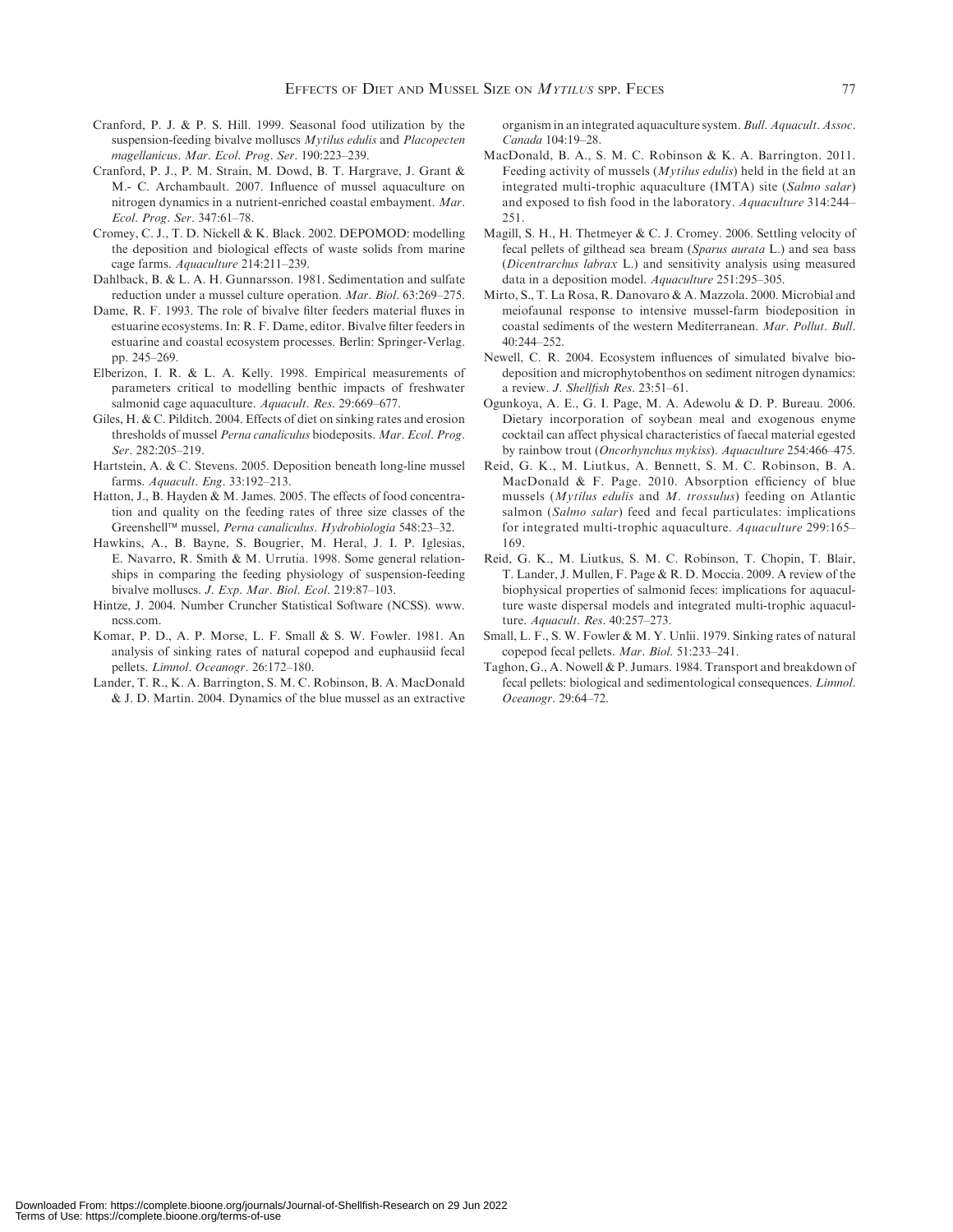Cranford, P. J. & P. S. Hill. 1999. Seasonal food utilization by the suspension-feeding bivalve molluscs *Mytilus edulis* and *Placopecten magellanicus*. *Mar. Ecol. Prog. Ser.* 190:223–239.

Cranford, P. J., P. M. Strain, M. Dowd, B. T. Hargrave, J. Grant & M.- C. Archambault. 2007. Influence of mussel aquaculture on nitrogen dynamics in a nutrient-enriched coastal embayment. *Mar. Ecol. Prog. Ser.* 347:61–78.

Cromey, C. J., T. D. Nickell & K. Black. 2002. DEPOMOD: modelling the deposition and biological effects of waste solids from marine cage farms. *Aquaculture* 214:211–239.

Dahlback, B. & L. A. H. Gunnarsson. 1981. Sedimentation and sulfate reduction under a mussel culture operation. *Mar. Biol.* 63:269–275.

Dame, R. F. 1993. The role of bivalve filter feeders material fluxes in estuarine ecosystems. In: R. F. Dame, editor. Bivalve filter feeders in estuarine and coastal ecosystem processes. Berlin: Springer-Verlag. pp. 245–269.

Elberizon, I. R. & L. A. Kelly. 1998. Empirical measurements of parameters critical to modelling benthic impacts of freshwater salmonid cage aquaculture. *Aquacult. Res.* 29:669–677.

Giles, H. & C. Pilditch. 2004. Effects of diet on sinking rates and erosion thresholds of mussel *Perna canaliculus* biodeposits. *Mar. Ecol. Prog. Ser.* 282:205–219.

Hartstein, A. & C. Stevens. 2005. Deposition beneath long-line mussel farms. *Aquacult. Eng.* 33:192–213.

Hatton, J., B. Hayden & M. James. 2005. The effects of food concentration and quality on the feeding rates of three size classes of the Greenshell™ mussel, *Perna canaliculus*. *Hydrobiologia* 548:23–32.

Hawkins, A., B. Bayne, S. Bougrier, M. Heral, J. I. P. Iglesias, E. Navarro, R. Smith & M. Urrutia. 1998. Some general relationships in comparing the feeding physiology of suspension-feeding bivalve molluscs. *J. Exp. Mar. Biol. Ecol.* 219:87–103.

Hintze, J. 2004. Number Cruncher Statistical Software (NCSS). www.ncss.com.

Komar, P. D., A. P. Morse, L. F. Small & S. W. Fowler. 1981. An analysis of sinking rates of natural copepod and euphausiid fecal pellets. *Limnol. Oceanogr.* 26:172–180.

Lander, T. R., K. A. Barrington, S. M. C. Robinson, B. A. MacDonald & J. D. Martin. 2004. Dynamics of the blue mussel as an extractive organism in an integrated aquaculture system. *Bull. Aquacult. Assoc. Canada* 104:19–28.

MacDonald, B. A., S. M. C. Robinson & K. A. Barrington. 2011. Feeding activity of mussels (*Mytilus edulis*) held in the field at an integrated multi-trophic aquaculture (IMTA) site (*Salmo salar*) and exposed to fish food in the laboratory. *Aquaculture* 314:244–251.

Magill, S. H., H. Thetmeyer & C. J. Cromey. 2006. Settling velocity of fecal pellets of gilthead sea bream (*Sparus aurata* L.) and sea bass (*Dicentrarchus labrax* L.) and sensitivity analysis using measured data in a deposition model. *Aquaculture* 251:295–305.

Mirto, S., T. La Rosa, R. Danovaro & A. Mazzola. 2000. Microbial and meiofaunal response to intensive mussel-farm biodeposition in coastal sediments of the western Mediterranean. *Mar. Pollut. Bull.* 40:244–252.

Newell, C. R. 2004. Ecosystem influences of simulated bivalve biodeposition and microphytobenthos on sediment nitrogen dynamics: a review. *J. Shellfish Res.* 23:51–61.

Ogunkoya, A. E., G. I. Page, M. A. Adewolu & D. P. Bureau. 2006. Dietary incorporation of soybean meal and exogenous enyme cocktail can affect physical characteristics of faecal material egested by rainbow trout (*Oncorhynchus mykiss*). *Aquaculture* 254:466–475.

Reid, G. K., M. Liutkus, A. Bennett, S. M. C. Robinson, B. A. MacDonald & F. Page. 2010. Absorption efficiency of blue mussels (*Mytilus edulis* and *M. trossulus*) feeding on Atlantic salmon (*Salmo salar*) feed and fecal particulates: implications for integrated multi-trophic aquaculture. *Aquaculture* 299:165–169.

Reid, G. K., M. Liutkus, S. M. C. Robinson, T. Chopin, T. Blair, T. Lander, J. Mullen, F. Page & R. D. Moccia. 2009. A review of the biophysical properties of salmonid feces: implications for aquaculture waste dispersal models and integrated multi-trophic aquaculture. *Aquacult. Res.* 40:257–273.

Small, L. F., S. W. Fowler & M. Y. Unlii. 1979. Sinking rates of natural copepod fecal pellets. *Mar. Biol.* 51:233–241.

Taghon, G., A. Nowell & P. Jumars. 1984. Transport and breakdown of fecal pellets: biological and sedimentological consequences. *Limnol. Oceanogr.* 29:64–72.